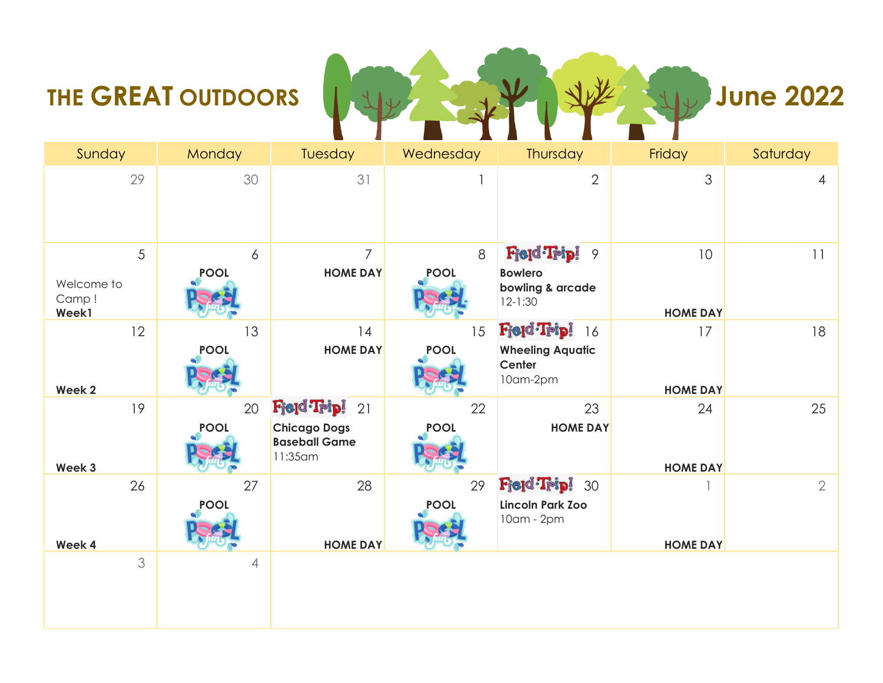# THE GREAT OUTDOORS

# June 2022

| Sunday | Monday | Tuesday | Wednesday | Thursday | Friday | Saturday |
| --- | --- | --- | --- | --- | --- | --- |
| 29 | 30 | 31 | 1 | 2 | 3 | 4 |
| 5 Welcome to Camp ! **Week1** | 6 **POOL** Pool fun | 7 **HOME DAY** | 8 **POOL** Pool fun | Field Trip! 9 **Bowlero bowling & arcade** 12-1:30 | 10 **HOME DAY** | 11 |
| 12 **Week 2** | 13 **POOL** Pool fun | 14 **HOME DAY** | 15 **POOL** Pool fun | Field Trip! 16 **Wheeling Aquatic Center** 10am-2pm | 17 **HOME DAY** | 18 |
| 19 **Week 3** | 20 **POOL** Pool fun | Field Trip! 21 **Chicago Dogs Baseball Game** 11:35am | 22 **POOL** Pool fun | 23 **HOME DAY** | 24 **HOME DAY** | 25 |
| 26 **Week 4** | 27 **POOL** Pool fun | 28 **HOME DAY** | 29 **POOL** Pool fun | Field Trip! 30 **Lincoln Park Zoo** 10am - 2pm | 1 **HOME DAY** | 2 |
| 3 | 4 | | | | | |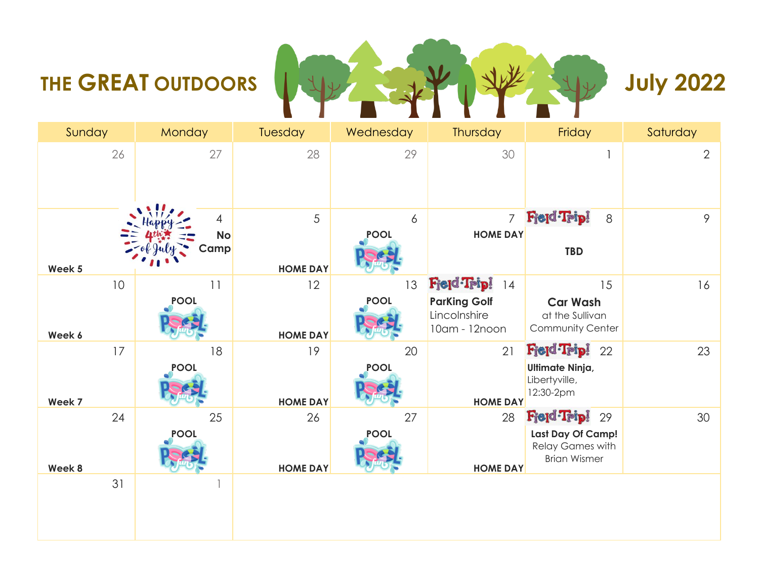# THE GREAT OUTDOORS

# July 2022

| Sunday | Monday | Tuesday | Wednesday | Thursday | Friday | Saturday |
|---|---|---|---|---|---|---|
| 26 | 27 | 28 | 29 | 30 | 1 | 2 |
| **Week 5** | 4 Happy 4th of July **No Camp** | 5 **HOME DAY** | 6 **POOL** | 7 **HOME DAY** | 8 Field Trip! **TBD** | 9 |
| 10 **Week 6** | 11 **POOL** | 12 **HOME DAY** | 13 **POOL** | 14 Field Trip! **ParKing Golf** Lincolnshire 10am - 12noon | 15 **Car Wash** at the Sullivan Community Center | 16 |
| 17 **Week 7** | 18 **POOL** | 19 **HOME DAY** | 20 **POOL** | 21 **HOME DAY** | 22 Field Trip! **Ultimate Ninja,** Libertyville, 12:30-2pm | 23 |
| 24 **Week 8** | 25 **POOL** | 26 **HOME DAY** | 27 **POOL** | 28 **HOME DAY** | 29 Field Trip! **Last Day Of Camp!** Relay Games with Brian Wismer | 30 |
| 31 | 1 | | | | | |